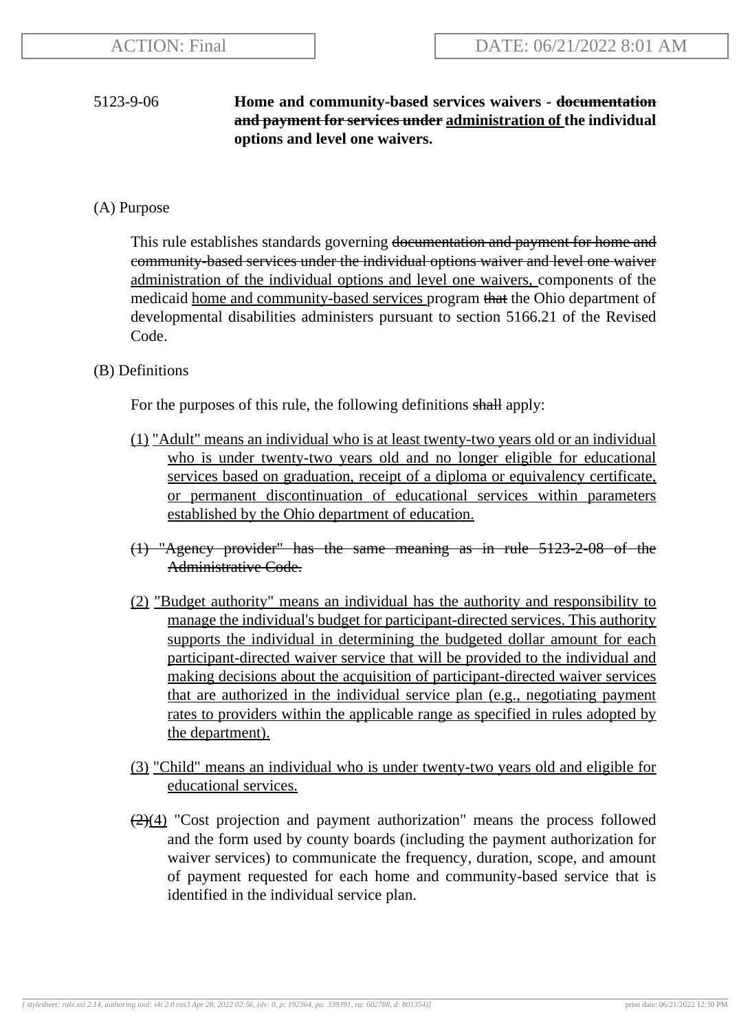ACTION: Final | DATE: 06/21/2022 8:01 AM

5123-9-06 **Home and community-based services waivers - ~~documentation and payment for services under~~ administration of the individual options and level one waivers.**

(A) Purpose

This rule establishes standards governing ~~documentation and payment for home and community-based services under the individual options waiver and level one waiver~~ administration of the individual options and level one waivers, components of the medicaid home and community-based services program ~~that~~ the Ohio department of developmental disabilities administers pursuant to section 5166.21 of the Revised Code.

(B) Definitions

For the purposes of this rule, the following definitions ~~shall~~ apply:

(1) "Adult" means an individual who is at least twenty-two years old or an individual who is under twenty-two years old and no longer eligible for educational services based on graduation, receipt of a diploma or equivalency certificate, or permanent discontinuation of educational services within parameters established by the Ohio department of education.

~~(1) "Agency provider" has the same meaning as in rule 5123-2-08 of the Administrative Code.~~

(2) "Budget authority" means an individual has the authority and responsibility to manage the individual's budget for participant-directed services. This authority supports the individual in determining the budgeted dollar amount for each participant-directed waiver service that will be provided to the individual and making decisions about the acquisition of participant-directed waiver services that are authorized in the individual service plan (e.g., negotiating payment rates to providers within the applicable range as specified in rules adopted by the department).

(3) "Child" means an individual who is under twenty-two years old and eligible for educational services.

~~(2)~~(4) "Cost projection and payment authorization" means the process followed and the form used by county boards (including the payment authorization for waiver services) to communicate the frequency, duration, scope, and amount of payment requested for each home and community-based service that is identified in the individual service plan.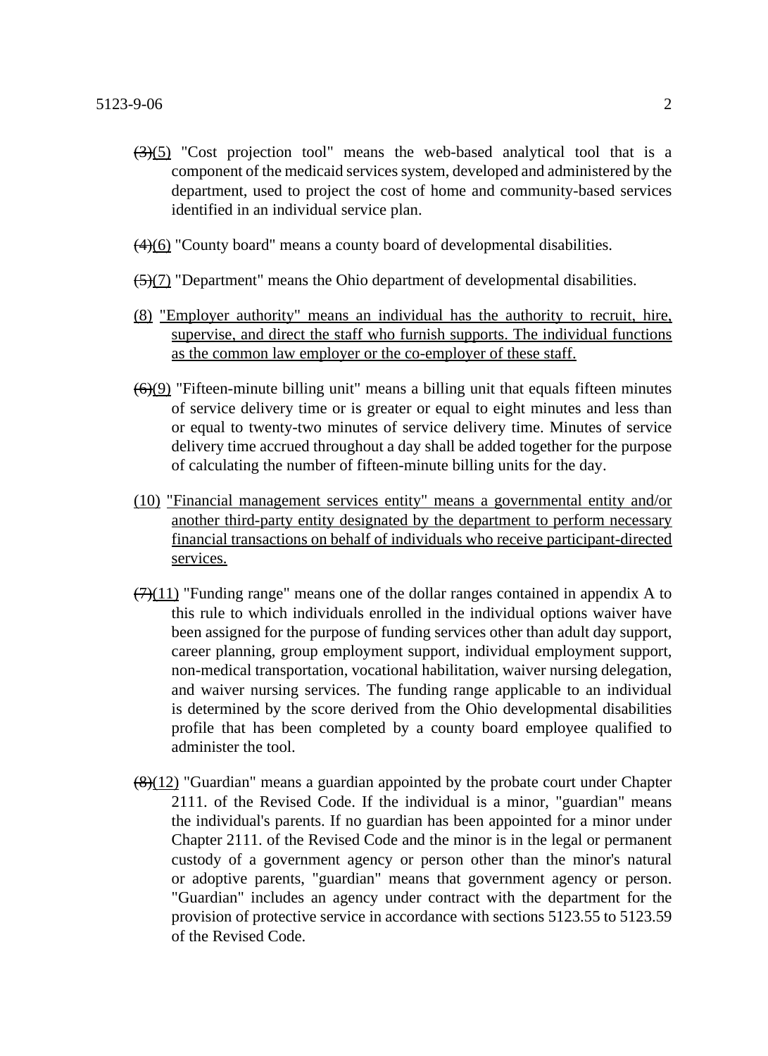~~(3)~~(5) "Cost projection tool" means the web-based analytical tool that is a component of the medicaid services system, developed and administered by the department, used to project the cost of home and community-based services identified in an individual service plan.

~~(4)~~(6) "County board" means a county board of developmental disabilities.

~~(5)~~(7) "Department" means the Ohio department of developmental disabilities.

<u>(8) "Employer authority" means an individual has the authority to recruit, hire, supervise, and direct the staff who furnish supports. The individual functions as the common law employer or the co-employer of these staff.</u>

~~(6)~~(9) "Fifteen-minute billing unit" means a billing unit that equals fifteen minutes of service delivery time or is greater or equal to eight minutes and less than or equal to twenty-two minutes of service delivery time. Minutes of service delivery time accrued throughout a day shall be added together for the purpose of calculating the number of fifteen-minute billing units for the day.

<u>(10) "Financial management services entity" means a governmental entity and/or another third-party entity designated by the department to perform necessary financial transactions on behalf of individuals who receive participant-directed services.</u>

~~(7)~~(11) "Funding range" means one of the dollar ranges contained in appendix A to this rule to which individuals enrolled in the individual options waiver have been assigned for the purpose of funding services other than adult day support, career planning, group employment support, individual employment support, non-medical transportation, vocational habilitation, waiver nursing delegation, and waiver nursing services. The funding range applicable to an individual is determined by the score derived from the Ohio developmental disabilities profile that has been completed by a county board employee qualified to administer the tool.

~~(8)~~(12) "Guardian" means a guardian appointed by the probate court under Chapter 2111. of the Revised Code. If the individual is a minor, "guardian" means the individual's parents. If no guardian has been appointed for a minor under Chapter 2111. of the Revised Code and the minor is in the legal or permanent custody of a government agency or person other than the minor's natural or adoptive parents, "guardian" means that government agency or person. "Guardian" includes an agency under contract with the department for the provision of protective service in accordance with sections 5123.55 to 5123.59 of the Revised Code.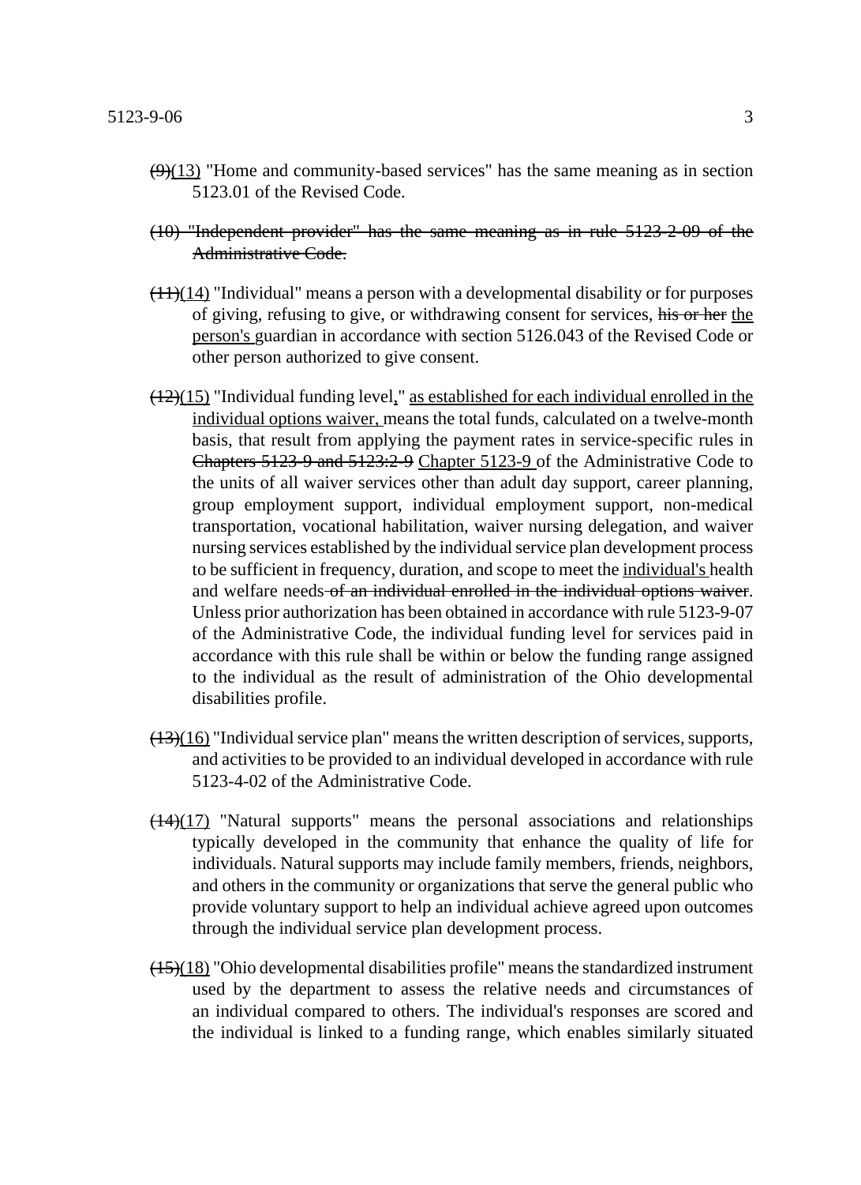~~(9)~~<u>(13)</u> "Home and community-based services" has the same meaning as in section 5123.01 of the Revised Code.

~~(10) "Independent provider" has the same meaning as in rule 5123-2-09 of the Administrative Code.~~

~~(11)~~<u>(14)</u> "Individual" means a person with a developmental disability or for purposes of giving, refusing to give, or withdrawing consent for services, ~~his or her~~ <u>the person's</u> guardian in accordance with section 5126.043 of the Revised Code or other person authorized to give consent.

~~(12)~~<u>(15)</u> "Individual funding level<u>,</u>" <u>as established for each individual enrolled in the individual options waiver,</u> means the total funds, calculated on a twelve-month basis, that result from applying the payment rates in service-specific rules in ~~Chapters 5123-9 and 5123:2-9~~ <u>Chapter 5123-9</u> of the Administrative Code to the units of all waiver services other than adult day support, career planning, group employment support, individual employment support, non-medical transportation, vocational habilitation, waiver nursing delegation, and waiver nursing services established by the individual service plan development process to be sufficient in frequency, duration, and scope to meet the <u>individual's</u> health and welfare needs ~~of an individual enrolled in the individual options waiver~~. Unless prior authorization has been obtained in accordance with rule 5123-9-07 of the Administrative Code, the individual funding level for services paid in accordance with this rule shall be within or below the funding range assigned to the individual as the result of administration of the Ohio developmental disabilities profile.

~~(13)~~<u>(16)</u> "Individual service plan" means the written description of services, supports, and activities to be provided to an individual developed in accordance with rule 5123-4-02 of the Administrative Code.

~~(14)~~<u>(17)</u> "Natural supports" means the personal associations and relationships typically developed in the community that enhance the quality of life for individuals. Natural supports may include family members, friends, neighbors, and others in the community or organizations that serve the general public who provide voluntary support to help an individual achieve agreed upon outcomes through the individual service plan development process.

~~(15)~~<u>(18)</u> "Ohio developmental disabilities profile" means the standardized instrument used by the department to assess the relative needs and circumstances of an individual compared to others. The individual's responses are scored and the individual is linked to a funding range, which enables similarly situated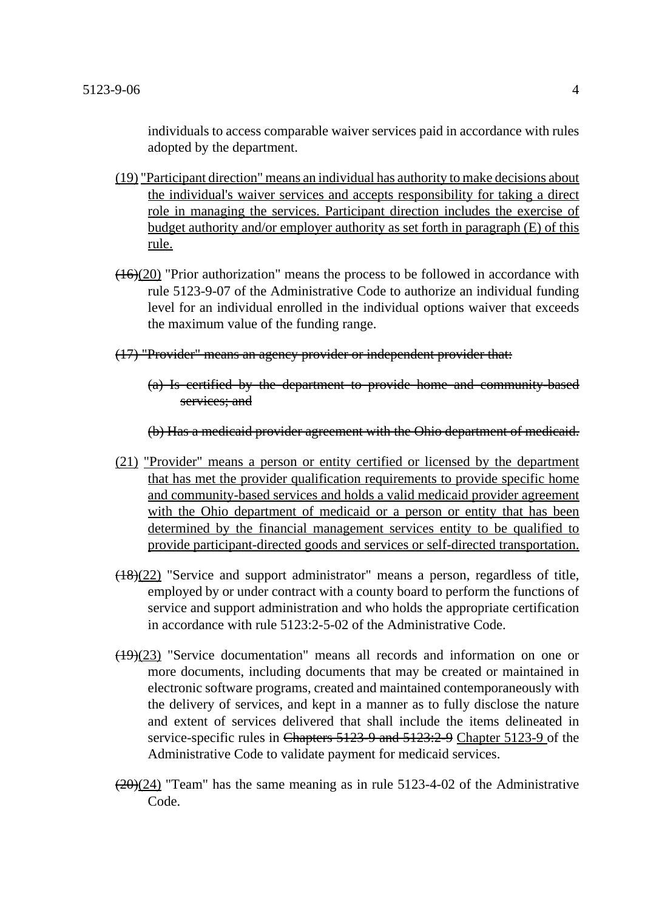individuals to access comparable waiver services paid in accordance with rules adopted by the department.

<u>(19) "Participant direction" means an individual has authority to make decisions about the individual's waiver services and accepts responsibility for taking a direct role in managing the services. Participant direction includes the exercise of budget authority and/or employer authority as set forth in paragraph (E) of this rule.</u>

~~(16)~~<u>(20)</u> "Prior authorization" means the process to be followed in accordance with rule 5123-9-07 of the Administrative Code to authorize an individual funding level for an individual enrolled in the individual options waiver that exceeds the maximum value of the funding range.

~~(17) "Provider" means an agency provider or independent provider that:~~

~~(a) Is certified by the department to provide home and community-based services; and~~

~~(b) Has a medicaid provider agreement with the Ohio department of medicaid.~~

<u>(21) "Provider" means a person or entity certified or licensed by the department that has met the provider qualification requirements to provide specific home and community-based services and holds a valid medicaid provider agreement with the Ohio department of medicaid or a person or entity that has been determined by the financial management services entity to be qualified to provide participant-directed goods and services or self-directed transportation.</u>

~~(18)~~<u>(22)</u> "Service and support administrator" means a person, regardless of title, employed by or under contract with a county board to perform the functions of service and support administration and who holds the appropriate certification in accordance with rule 5123:2-5-02 of the Administrative Code.

~~(19)~~<u>(23)</u> "Service documentation" means all records and information on one or more documents, including documents that may be created or maintained in electronic software programs, created and maintained contemporaneously with the delivery of services, and kept in a manner as to fully disclose the nature and extent of services delivered that shall include the items delineated in service-specific rules in ~~Chapters 5123-9 and 5123:2-9~~ <u>Chapter 5123-9</u> of the Administrative Code to validate payment for medicaid services.

~~(20)~~<u>(24)</u> "Team" has the same meaning as in rule 5123-4-02 of the Administrative Code.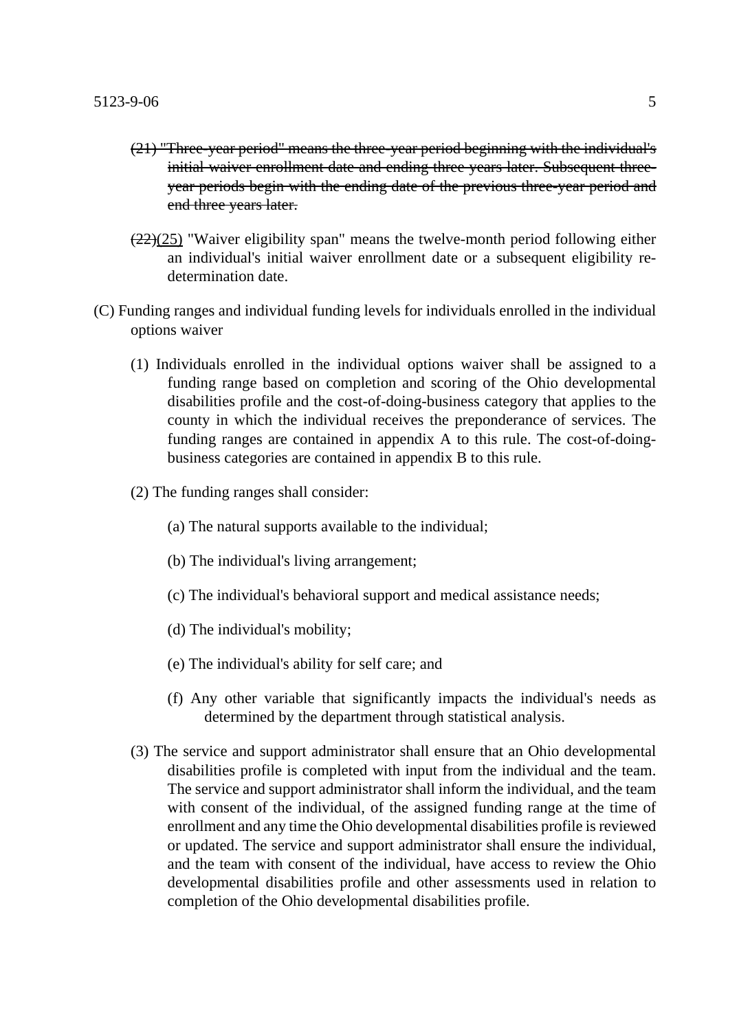~~(21) "Three-year period" means the three-year period beginning with the individual's initial waiver enrollment date and ending three years later. Subsequent three-year periods begin with the ending date of the previous three-year period and end three years later.~~

~~(22)~~<u>(25)</u> "Waiver eligibility span" means the twelve-month period following either an individual's initial waiver enrollment date or a subsequent eligibility re-determination date.

(C) Funding ranges and individual funding levels for individuals enrolled in the individual options waiver

(1) Individuals enrolled in the individual options waiver shall be assigned to a funding range based on completion and scoring of the Ohio developmental disabilities profile and the cost-of-doing-business category that applies to the county in which the individual receives the preponderance of services. The funding ranges are contained in appendix A to this rule. The cost-of-doing-business categories are contained in appendix B to this rule.

(2) The funding ranges shall consider:

(a) The natural supports available to the individual;

(b) The individual's living arrangement;

(c) The individual's behavioral support and medical assistance needs;

(d) The individual's mobility;

(e) The individual's ability for self care; and

(f) Any other variable that significantly impacts the individual's needs as determined by the department through statistical analysis.

(3) The service and support administrator shall ensure that an Ohio developmental disabilities profile is completed with input from the individual and the team. The service and support administrator shall inform the individual, and the team with consent of the individual, of the assigned funding range at the time of enrollment and any time the Ohio developmental disabilities profile is reviewed or updated. The service and support administrator shall ensure the individual, and the team with consent of the individual, have access to review the Ohio developmental disabilities profile and other assessments used in relation to completion of the Ohio developmental disabilities profile.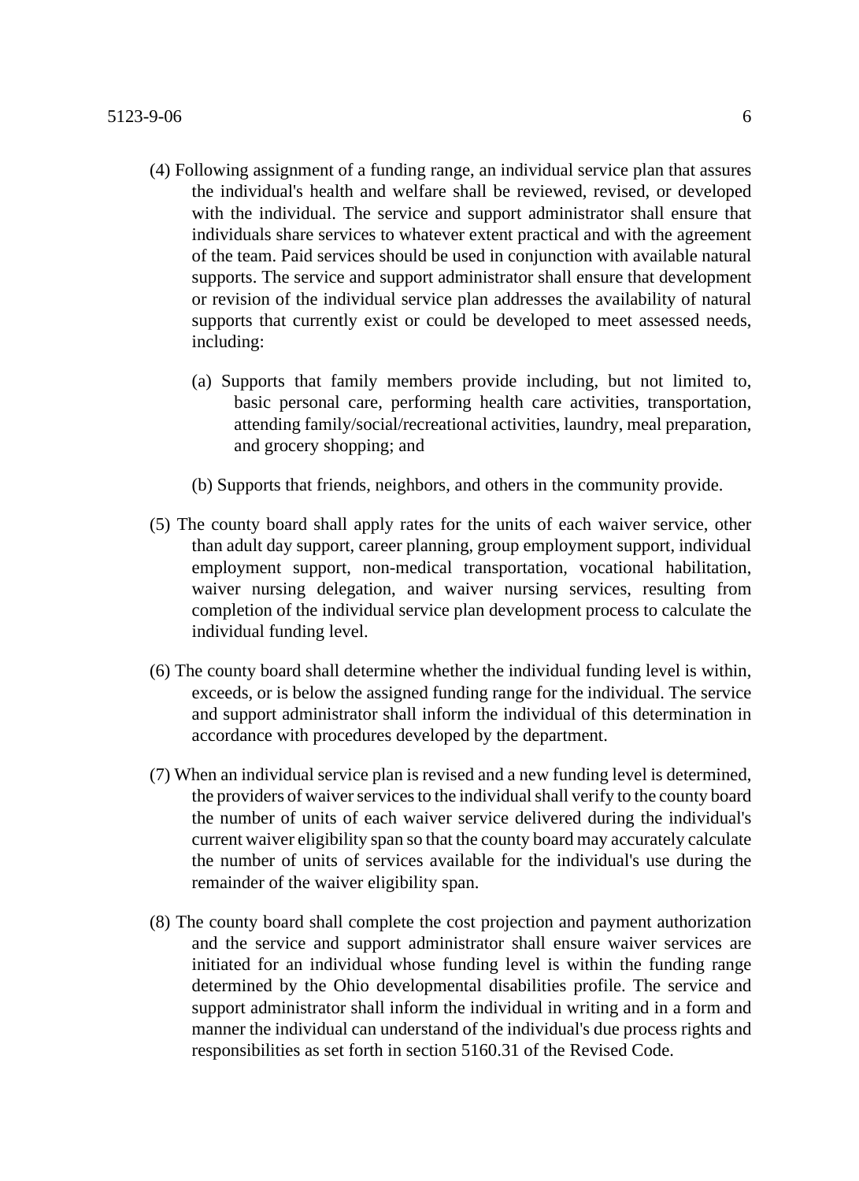(4) Following assignment of a funding range, an individual service plan that assures the individual's health and welfare shall be reviewed, revised, or developed with the individual. The service and support administrator shall ensure that individuals share services to whatever extent practical and with the agreement of the team. Paid services should be used in conjunction with available natural supports. The service and support administrator shall ensure that development or revision of the individual service plan addresses the availability of natural supports that currently exist or could be developed to meet assessed needs, including:

(a) Supports that family members provide including, but not limited to, basic personal care, performing health care activities, transportation, attending family/social/recreational activities, laundry, meal preparation, and grocery shopping; and

(b) Supports that friends, neighbors, and others in the community provide.

(5) The county board shall apply rates for the units of each waiver service, other than adult day support, career planning, group employment support, individual employment support, non-medical transportation, vocational habilitation, waiver nursing delegation, and waiver nursing services, resulting from completion of the individual service plan development process to calculate the individual funding level.

(6) The county board shall determine whether the individual funding level is within, exceeds, or is below the assigned funding range for the individual. The service and support administrator shall inform the individual of this determination in accordance with procedures developed by the department.

(7) When an individual service plan is revised and a new funding level is determined, the providers of waiver services to the individual shall verify to the county board the number of units of each waiver service delivered during the individual's current waiver eligibility span so that the county board may accurately calculate the number of units of services available for the individual's use during the remainder of the waiver eligibility span.

(8) The county board shall complete the cost projection and payment authorization and the service and support administrator shall ensure waiver services are initiated for an individual whose funding level is within the funding range determined by the Ohio developmental disabilities profile. The service and support administrator shall inform the individual in writing and in a form and manner the individual can understand of the individual's due process rights and responsibilities as set forth in section 5160.31 of the Revised Code.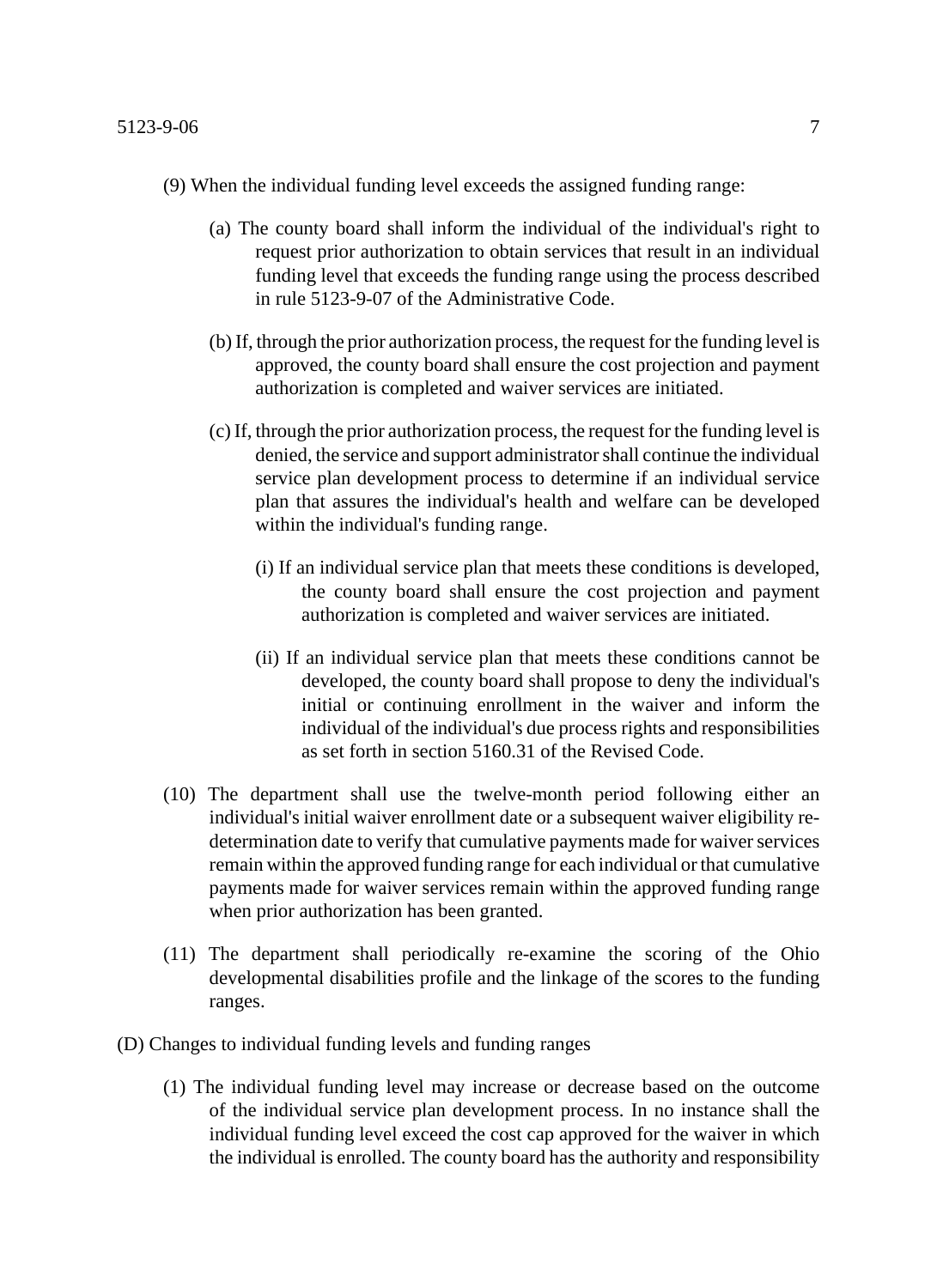(9) When the individual funding level exceeds the assigned funding range:

(a) The county board shall inform the individual of the individual's right to request prior authorization to obtain services that result in an individual funding level that exceeds the funding range using the process described in rule 5123-9-07 of the Administrative Code.

(b) If, through the prior authorization process, the request for the funding level is approved, the county board shall ensure the cost projection and payment authorization is completed and waiver services are initiated.

(c) If, through the prior authorization process, the request for the funding level is denied, the service and support administrator shall continue the individual service plan development process to determine if an individual service plan that assures the individual's health and welfare can be developed within the individual's funding range.

(i) If an individual service plan that meets these conditions is developed, the county board shall ensure the cost projection and payment authorization is completed and waiver services are initiated.

(ii) If an individual service plan that meets these conditions cannot be developed, the county board shall propose to deny the individual's initial or continuing enrollment in the waiver and inform the individual of the individual's due process rights and responsibilities as set forth in section 5160.31 of the Revised Code.

(10) The department shall use the twelve-month period following either an individual's initial waiver enrollment date or a subsequent waiver eligibility re-determination date to verify that cumulative payments made for waiver services remain within the approved funding range for each individual or that cumulative payments made for waiver services remain within the approved funding range when prior authorization has been granted.

(11) The department shall periodically re-examine the scoring of the Ohio developmental disabilities profile and the linkage of the scores to the funding ranges.

(D) Changes to individual funding levels and funding ranges

(1) The individual funding level may increase or decrease based on the outcome of the individual service plan development process. In no instance shall the individual funding level exceed the cost cap approved for the waiver in which the individual is enrolled. The county board has the authority and responsibility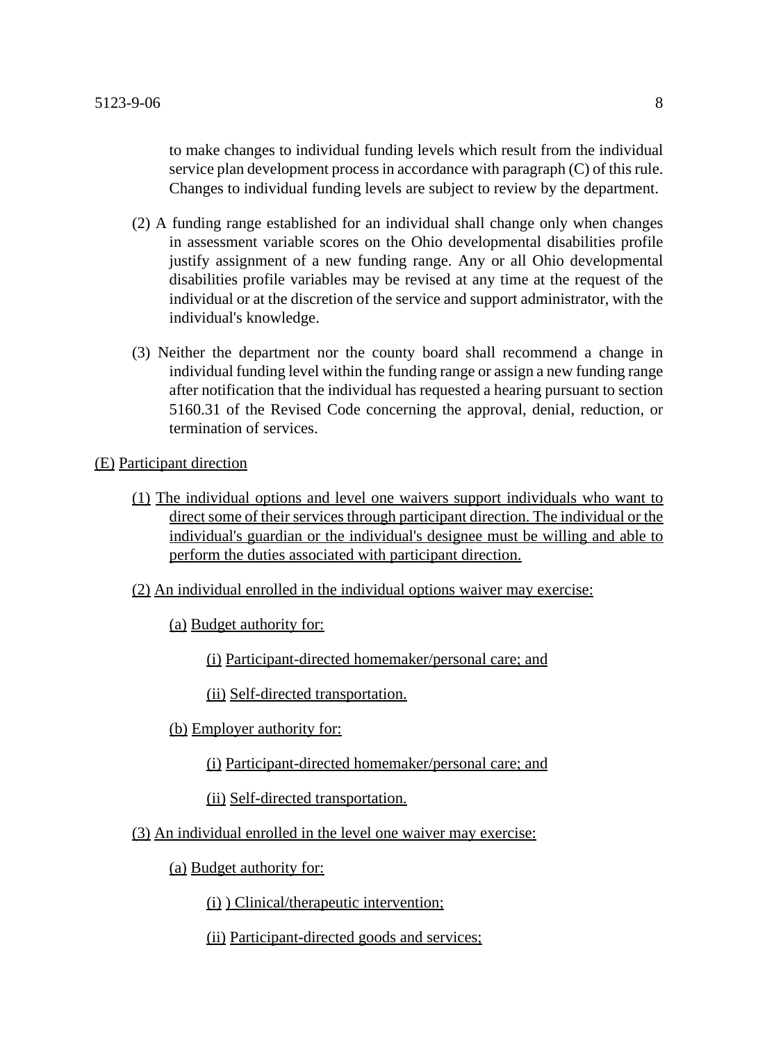to make changes to individual funding levels which result from the individual service plan development process in accordance with paragraph (C) of this rule. Changes to individual funding levels are subject to review by the department.

(2) A funding range established for an individual shall change only when changes in assessment variable scores on the Ohio developmental disabilities profile justify assignment of a new funding range. Any or all Ohio developmental disabilities profile variables may be revised at any time at the request of the individual or at the discretion of the service and support administrator, with the individual's knowledge.

(3) Neither the department nor the county board shall recommend a change in individual funding level within the funding range or assign a new funding range after notification that the individual has requested a hearing pursuant to section 5160.31 of the Revised Code concerning the approval, denial, reduction, or termination of services.

(E) Participant direction

(1) The individual options and level one waivers support individuals who want to direct some of their services through participant direction. The individual or the individual's guardian or the individual's designee must be willing and able to perform the duties associated with participant direction.

(2) An individual enrolled in the individual options waiver may exercise:

(a) Budget authority for:

(i) Participant-directed homemaker/personal care; and

(ii) Self-directed transportation.

(b) Employer authority for:

(i) Participant-directed homemaker/personal care; and

(ii) Self-directed transportation.

(3) An individual enrolled in the level one waiver may exercise:

(a) Budget authority for:

(i) ) Clinical/therapeutic intervention;

(ii) Participant-directed goods and services;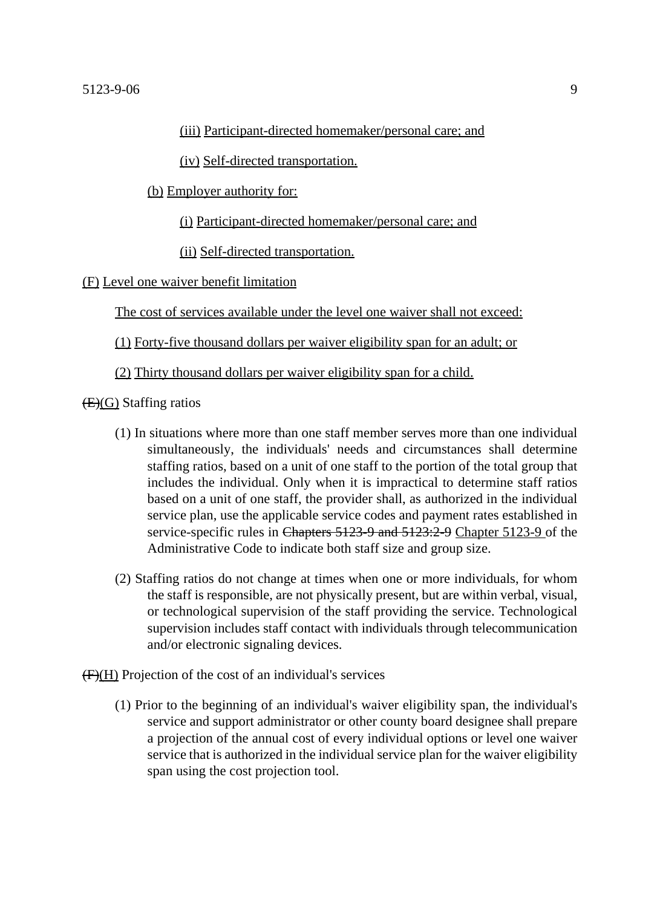(iii) Participant-directed homemaker/personal care; and

(iv) Self-directed transportation.

(b) Employer authority for:

(i) Participant-directed homemaker/personal care; and

(ii) Self-directed transportation.

(F) Level one waiver benefit limitation

The cost of services available under the level one waiver shall not exceed:

(1) Forty-five thousand dollars per waiver eligibility span for an adult; or

(2) Thirty thousand dollars per waiver eligibility span for a child.

~~(E)~~(G) Staffing ratios

(1) In situations where more than one staff member serves more than one individual simultaneously, the individuals' needs and circumstances shall determine staffing ratios, based on a unit of one staff to the portion of the total group that includes the individual. Only when it is impractical to determine staff ratios based on a unit of one staff, the provider shall, as authorized in the individual service plan, use the applicable service codes and payment rates established in service-specific rules in ~~Chapters 5123-9 and 5123:2-9~~ Chapter 5123-9 of the Administrative Code to indicate both staff size and group size.

(2) Staffing ratios do not change at times when one or more individuals, for whom the staff is responsible, are not physically present, but are within verbal, visual, or technological supervision of the staff providing the service. Technological supervision includes staff contact with individuals through telecommunication and/or electronic signaling devices.

~~(F)~~(H) Projection of the cost of an individual's services

(1) Prior to the beginning of an individual's waiver eligibility span, the individual's service and support administrator or other county board designee shall prepare a projection of the annual cost of every individual options or level one waiver service that is authorized in the individual service plan for the waiver eligibility span using the cost projection tool.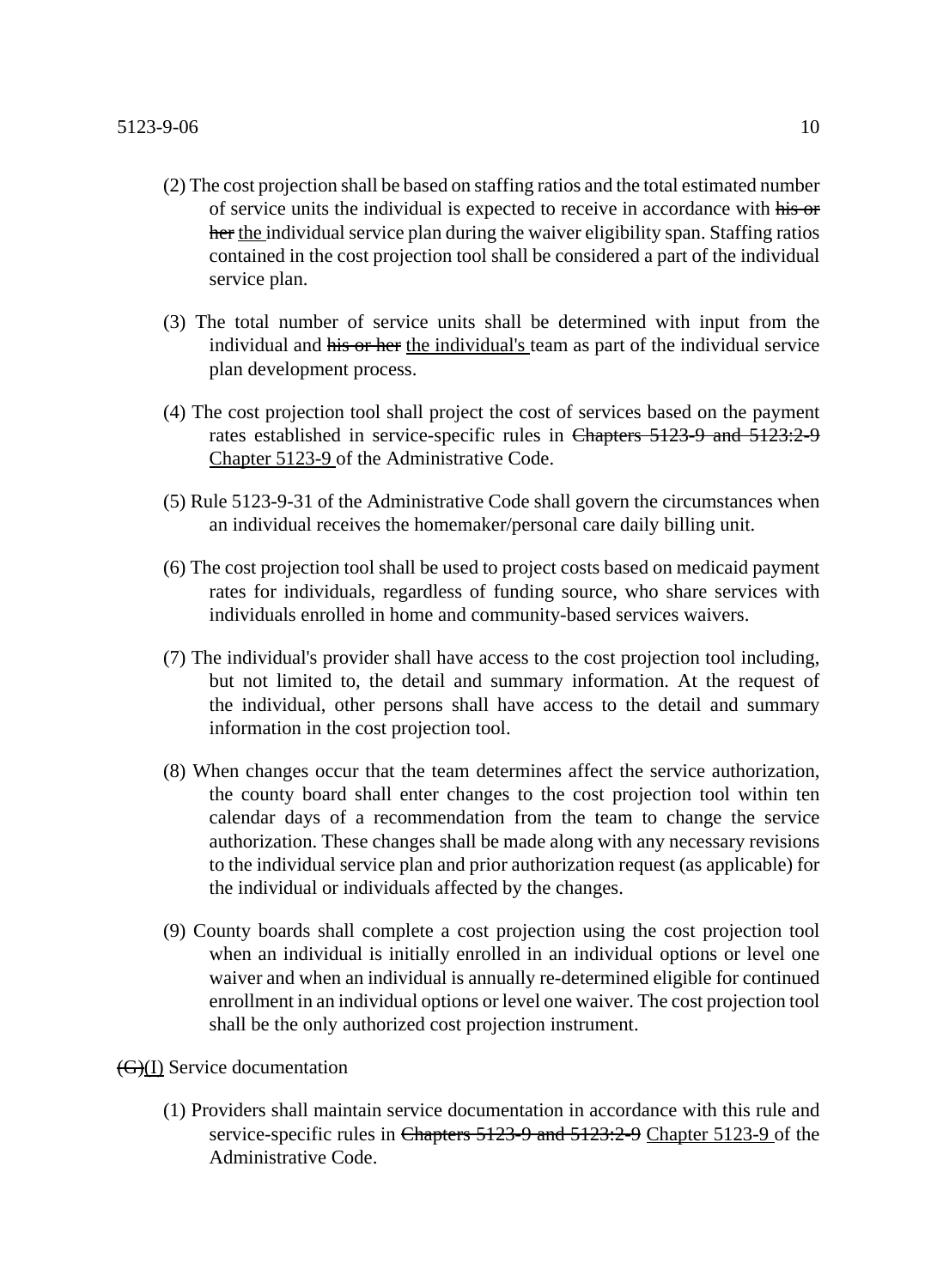(2) The cost projection shall be based on staffing ratios and the total estimated number of service units the individual is expected to receive in accordance with ~~his or her~~ <u>the</u> individual service plan during the waiver eligibility span. Staffing ratios contained in the cost projection tool shall be considered a part of the individual service plan.

(3) The total number of service units shall be determined with input from the individual and ~~his or her~~ <u>the individual's</u> team as part of the individual service plan development process.

(4) The cost projection tool shall project the cost of services based on the payment rates established in service-specific rules in ~~Chapters 5123-9 and 5123:2-9~~ <u>Chapter 5123-9</u> of the Administrative Code.

(5) Rule 5123-9-31 of the Administrative Code shall govern the circumstances when an individual receives the homemaker/personal care daily billing unit.

(6) The cost projection tool shall be used to project costs based on medicaid payment rates for individuals, regardless of funding source, who share services with individuals enrolled in home and community-based services waivers.

(7) The individual's provider shall have access to the cost projection tool including, but not limited to, the detail and summary information. At the request of the individual, other persons shall have access to the detail and summary information in the cost projection tool.

(8) When changes occur that the team determines affect the service authorization, the county board shall enter changes to the cost projection tool within ten calendar days of a recommendation from the team to change the service authorization. These changes shall be made along with any necessary revisions to the individual service plan and prior authorization request (as applicable) for the individual or individuals affected by the changes.

(9) County boards shall complete a cost projection using the cost projection tool when an individual is initially enrolled in an individual options or level one waiver and when an individual is annually re-determined eligible for continued enrollment in an individual options or level one waiver. The cost projection tool shall be the only authorized cost projection instrument.

~~(G)~~<u>(I)</u> Service documentation

(1) Providers shall maintain service documentation in accordance with this rule and service-specific rules in ~~Chapters 5123-9 and 5123:2-9~~ <u>Chapter 5123-9</u> of the Administrative Code.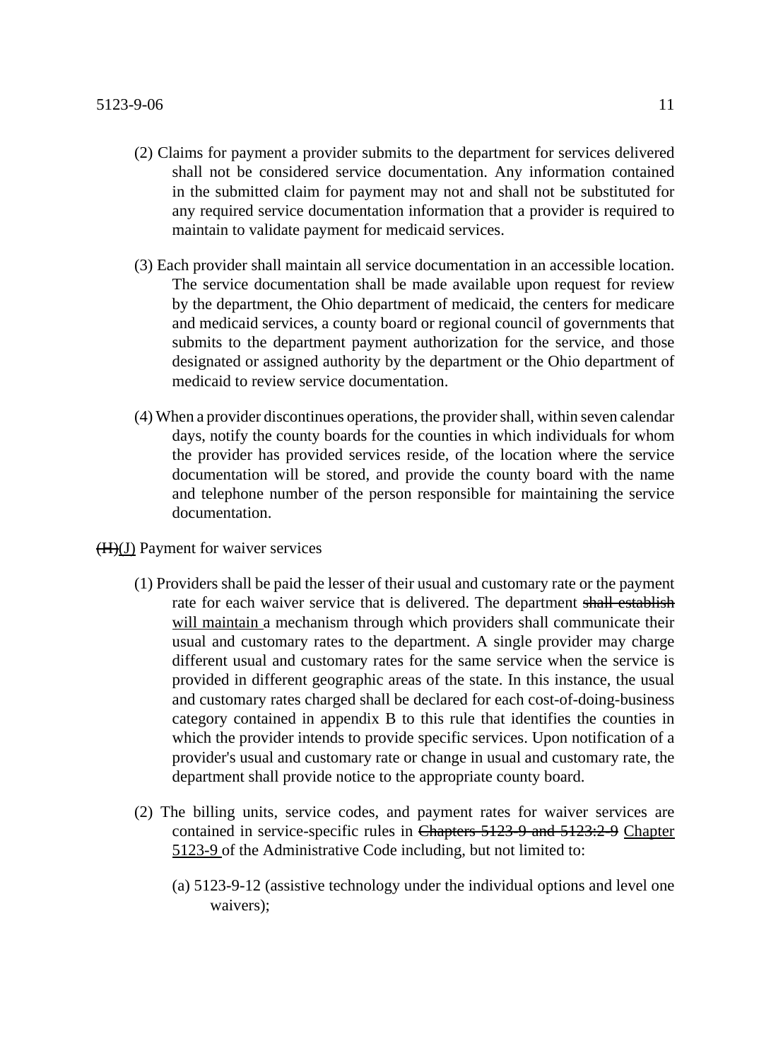(2) Claims for payment a provider submits to the department for services delivered shall not be considered service documentation. Any information contained in the submitted claim for payment may not and shall not be substituted for any required service documentation information that a provider is required to maintain to validate payment for medicaid services.

(3) Each provider shall maintain all service documentation in an accessible location. The service documentation shall be made available upon request for review by the department, the Ohio department of medicaid, the centers for medicare and medicaid services, a county board or regional council of governments that submits to the department payment authorization for the service, and those designated or assigned authority by the department or the Ohio department of medicaid to review service documentation.

(4) When a provider discontinues operations, the provider shall, within seven calendar days, notify the county boards for the counties in which individuals for whom the provider has provided services reside, of the location where the service documentation will be stored, and provide the county board with the name and telephone number of the person responsible for maintaining the service documentation.

~~(H)~~<u>(J)</u> Payment for waiver services

(1) Providers shall be paid the lesser of their usual and customary rate or the payment rate for each waiver service that is delivered. The department ~~shall establish~~ <u>will maintain</u> a mechanism through which providers shall communicate their usual and customary rates to the department. A single provider may charge different usual and customary rates for the same service when the service is provided in different geographic areas of the state. In this instance, the usual and customary rates charged shall be declared for each cost-of-doing-business category contained in appendix B to this rule that identifies the counties in which the provider intends to provide specific services. Upon notification of a provider's usual and customary rate or change in usual and customary rate, the department shall provide notice to the appropriate county board.

(2) The billing units, service codes, and payment rates for waiver services are contained in service-specific rules in ~~Chapters 5123-9 and 5123:2-9~~ <u>Chapter 5123-9</u> of the Administrative Code including, but not limited to:

(a) 5123-9-12 (assistive technology under the individual options and level one waivers);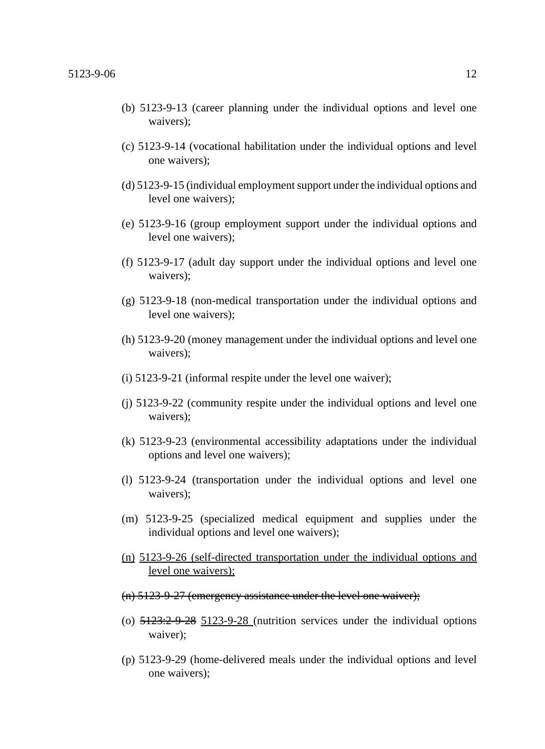(b) 5123-9-13 (career planning under the individual options and level one waivers);

(c) 5123-9-14 (vocational habilitation under the individual options and level one waivers);

(d) 5123-9-15 (individual employment support under the individual options and level one waivers);

(e) 5123-9-16 (group employment support under the individual options and level one waivers);

(f) 5123-9-17 (adult day support under the individual options and level one waivers);

(g) 5123-9-18 (non-medical transportation under the individual options and level one waivers);

(h) 5123-9-20 (money management under the individual options and level one waivers);

(i) 5123-9-21 (informal respite under the level one waiver);

(j) 5123-9-22 (community respite under the individual options and level one waivers);

(k) 5123-9-23 (environmental accessibility adaptations under the individual options and level one waivers);

(l) 5123-9-24 (transportation under the individual options and level one waivers);

(m) 5123-9-25 (specialized medical equipment and supplies under the individual options and level one waivers);

<u>(n) 5123-9-26 (self-directed transportation under the individual options and level one waivers);</u>

~~(n) 5123-9-27 (emergency assistance under the level one waiver);~~

(o) ~~5123:2-9-28~~ <u>5123-9-28</u> (nutrition services under the individual options waiver);

(p) 5123-9-29 (home-delivered meals under the individual options and level one waivers);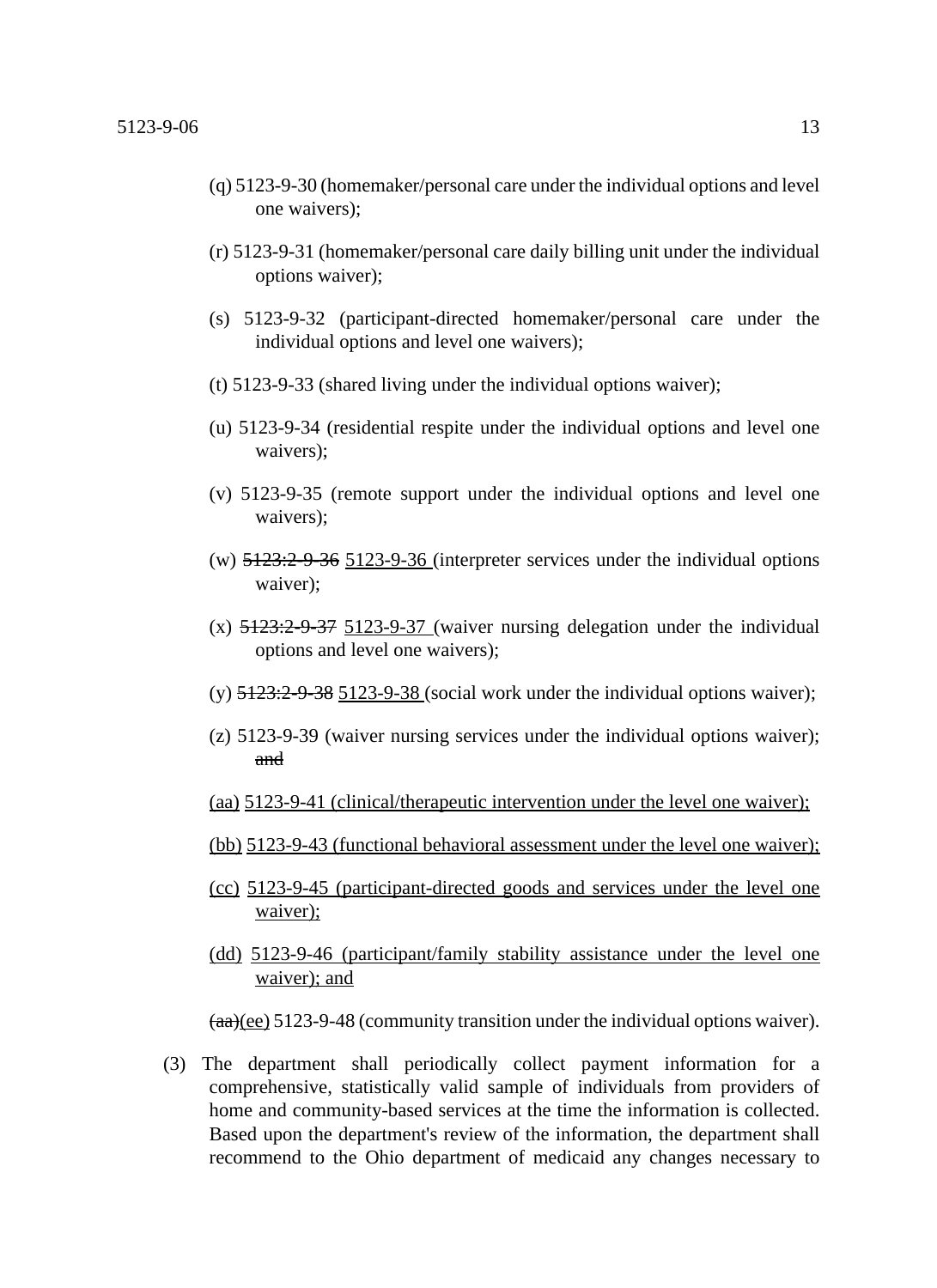(q) 5123-9-30 (homemaker/personal care under the individual options and level one waivers);

(r) 5123-9-31 (homemaker/personal care daily billing unit under the individual options waiver);

(s) 5123-9-32 (participant-directed homemaker/personal care under the individual options and level one waivers);

(t) 5123-9-33 (shared living under the individual options waiver);

(u) 5123-9-34 (residential respite under the individual options and level one waivers);

(v) 5123-9-35 (remote support under the individual options and level one waivers);

(w) ~~5123:2-9-36~~ <u>5123-9-36</u> (interpreter services under the individual options waiver);

(x) ~~5123:2-9-37~~ <u>5123-9-37</u> (waiver nursing delegation under the individual options and level one waivers);

(y) ~~5123:2-9-38~~ <u>5123-9-38</u> (social work under the individual options waiver);

(z) 5123-9-39 (waiver nursing services under the individual options waiver); ~~and~~

<u>(aa) 5123-9-41 (clinical/therapeutic intervention under the level one waiver);</u>

<u>(bb) 5123-9-43 (functional behavioral assessment under the level one waiver);</u>

<u>(cc) 5123-9-45 (participant-directed goods and services under the level one waiver);</u>

<u>(dd) 5123-9-46 (participant/family stability assistance under the level one waiver); and</u>

~~(aa)~~<u>(ee)</u> 5123-9-48 (community transition under the individual options waiver).

(3) The department shall periodically collect payment information for a comprehensive, statistically valid sample of individuals from providers of home and community-based services at the time the information is collected. Based upon the department's review of the information, the department shall recommend to the Ohio department of medicaid any changes necessary to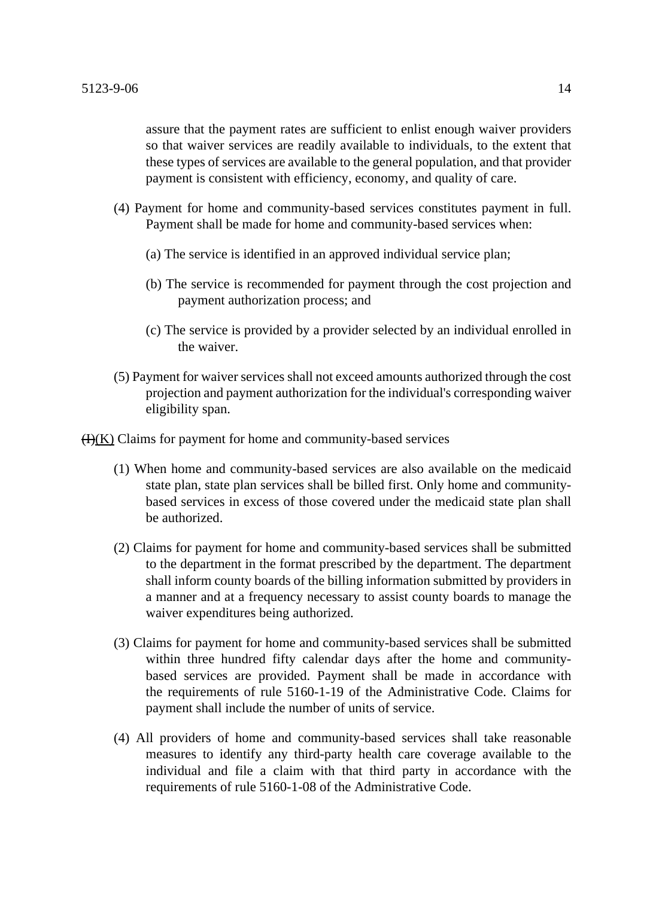assure that the payment rates are sufficient to enlist enough waiver providers so that waiver services are readily available to individuals, to the extent that these types of services are available to the general population, and that provider payment is consistent with efficiency, economy, and quality of care.

(4) Payment for home and community-based services constitutes payment in full. Payment shall be made for home and community-based services when:

(a) The service is identified in an approved individual service plan;

(b) The service is recommended for payment through the cost projection and payment authorization process; and

(c) The service is provided by a provider selected by an individual enrolled in the waiver.

(5) Payment for waiver services shall not exceed amounts authorized through the cost projection and payment authorization for the individual's corresponding waiver eligibility span.

~~(I)~~(K) Claims for payment for home and community-based services

(1) When home and community-based services are also available on the medicaid state plan, state plan services shall be billed first. Only home and community-based services in excess of those covered under the medicaid state plan shall be authorized.

(2) Claims for payment for home and community-based services shall be submitted to the department in the format prescribed by the department. The department shall inform county boards of the billing information submitted by providers in a manner and at a frequency necessary to assist county boards to manage the waiver expenditures being authorized.

(3) Claims for payment for home and community-based services shall be submitted within three hundred fifty calendar days after the home and community-based services are provided. Payment shall be made in accordance with the requirements of rule 5160-1-19 of the Administrative Code. Claims for payment shall include the number of units of service.

(4) All providers of home and community-based services shall take reasonable measures to identify any third-party health care coverage available to the individual and file a claim with that third party in accordance with the requirements of rule 5160-1-08 of the Administrative Code.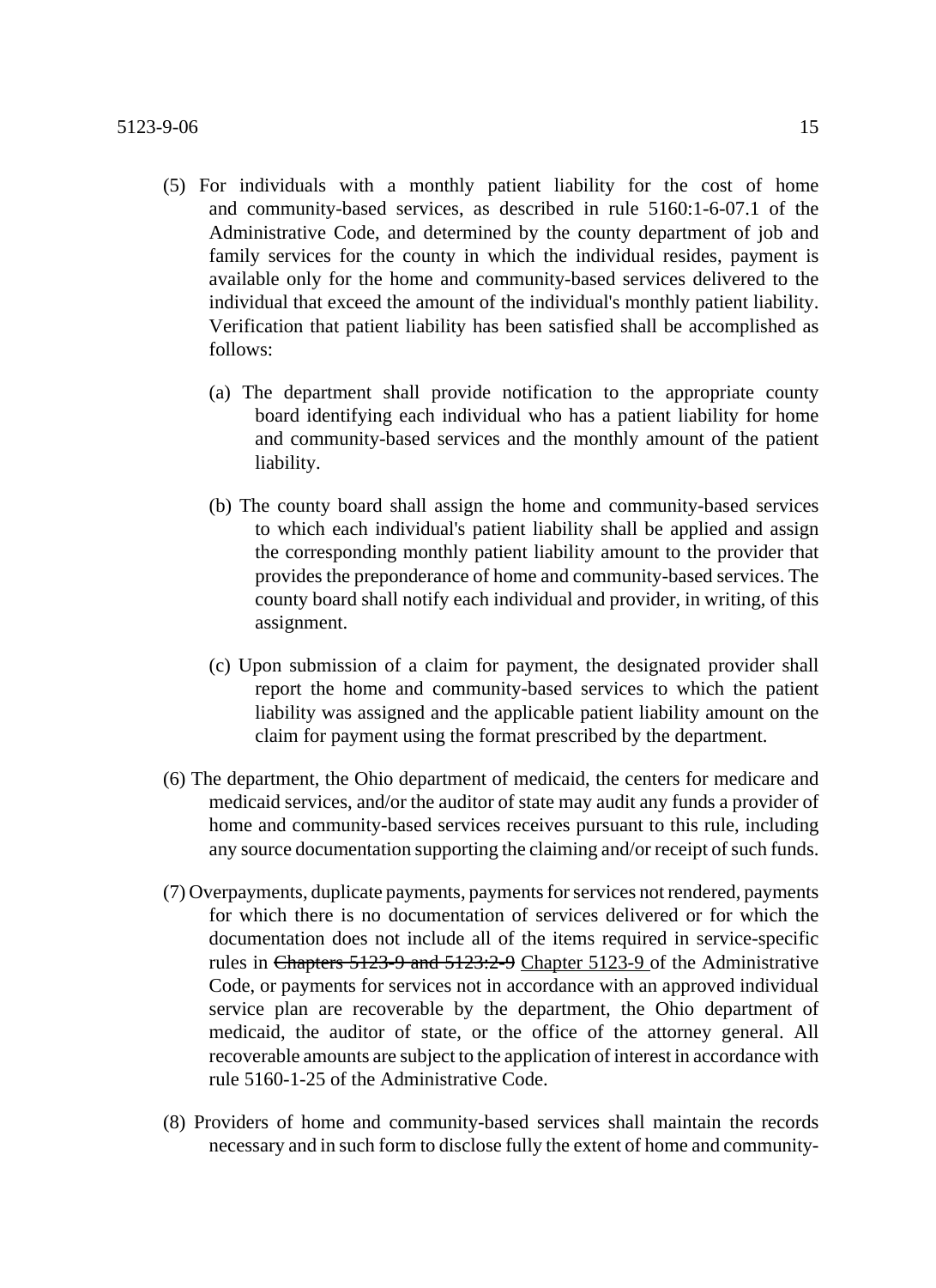(5) For individuals with a monthly patient liability for the cost of home and community-based services, as described in rule 5160:1-6-07.1 of the Administrative Code, and determined by the county department of job and family services for the county in which the individual resides, payment is available only for the home and community-based services delivered to the individual that exceed the amount of the individual's monthly patient liability. Verification that patient liability has been satisfied shall be accomplished as follows:

   (a) The department shall provide notification to the appropriate county board identifying each individual who has a patient liability for home and community-based services and the monthly amount of the patient liability.

   (b) The county board shall assign the home and community-based services to which each individual's patient liability shall be applied and assign the corresponding monthly patient liability amount to the provider that provides the preponderance of home and community-based services. The county board shall notify each individual and provider, in writing, of this assignment.

   (c) Upon submission of a claim for payment, the designated provider shall report the home and community-based services to which the patient liability was assigned and the applicable patient liability amount on the claim for payment using the format prescribed by the department.

(6) The department, the Ohio department of medicaid, the centers for medicare and medicaid services, and/or the auditor of state may audit any funds a provider of home and community-based services receives pursuant to this rule, including any source documentation supporting the claiming and/or receipt of such funds.

(7) Overpayments, duplicate payments, payments for services not rendered, payments for which there is no documentation of services delivered or for which the documentation does not include all of the items required in service-specific rules in ~~Chapters 5123-9 and 5123:2-9~~ <u>Chapter 5123-9</u> of the Administrative Code, or payments for services not in accordance with an approved individual service plan are recoverable by the department, the Ohio department of medicaid, the auditor of state, or the office of the attorney general. All recoverable amounts are subject to the application of interest in accordance with rule 5160-1-25 of the Administrative Code.

(8) Providers of home and community-based services shall maintain the records necessary and in such form to disclose fully the extent of home and community-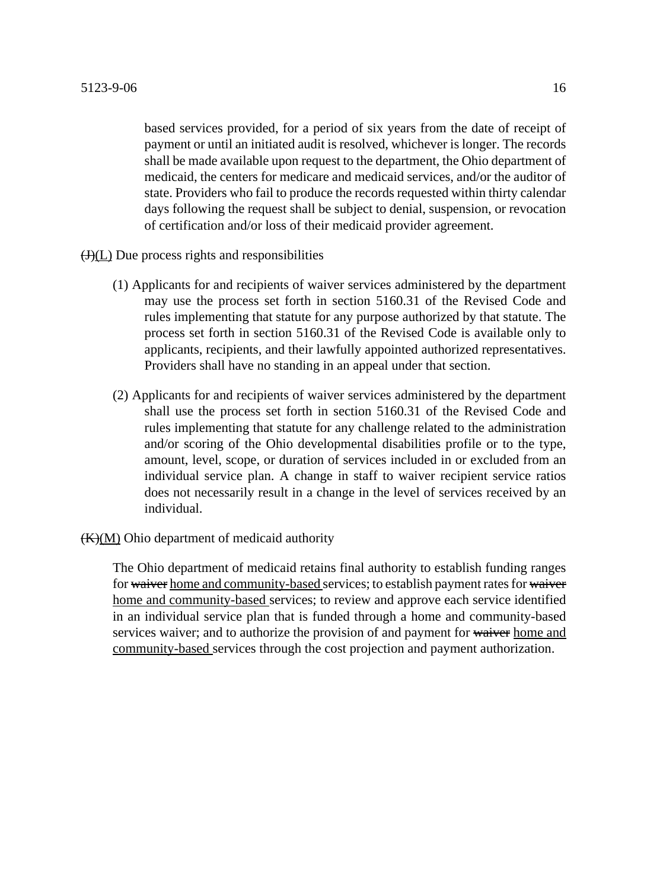based services provided, for a period of six years from the date of receipt of payment or until an initiated audit is resolved, whichever is longer. The records shall be made available upon request to the department, the Ohio department of medicaid, the centers for medicare and medicaid services, and/or the auditor of state. Providers who fail to produce the records requested within thirty calendar days following the request shall be subject to denial, suspension, or revocation of certification and/or loss of their medicaid provider agreement.

~~(J)~~<u>(L)</u> Due process rights and responsibilities

(1) Applicants for and recipients of waiver services administered by the department may use the process set forth in section 5160.31 of the Revised Code and rules implementing that statute for any purpose authorized by that statute. The process set forth in section 5160.31 of the Revised Code is available only to applicants, recipients, and their lawfully appointed authorized representatives. Providers shall have no standing in an appeal under that section.

(2) Applicants for and recipients of waiver services administered by the department shall use the process set forth in section 5160.31 of the Revised Code and rules implementing that statute for any challenge related to the administration and/or scoring of the Ohio developmental disabilities profile or to the type, amount, level, scope, or duration of services included in or excluded from an individual service plan. A change in staff to waiver recipient service ratios does not necessarily result in a change in the level of services received by an individual.

~~(K)~~<u>(M)</u> Ohio department of medicaid authority

The Ohio department of medicaid retains final authority to establish funding ranges for ~~waiver~~ <u>home and community-based</u> services; to establish payment rates for ~~waiver~~ <u>home and community-based</u> services; to review and approve each service identified in an individual service plan that is funded through a home and community-based services waiver; and to authorize the provision of and payment for ~~waiver~~ <u>home and community-based</u> services through the cost projection and payment authorization.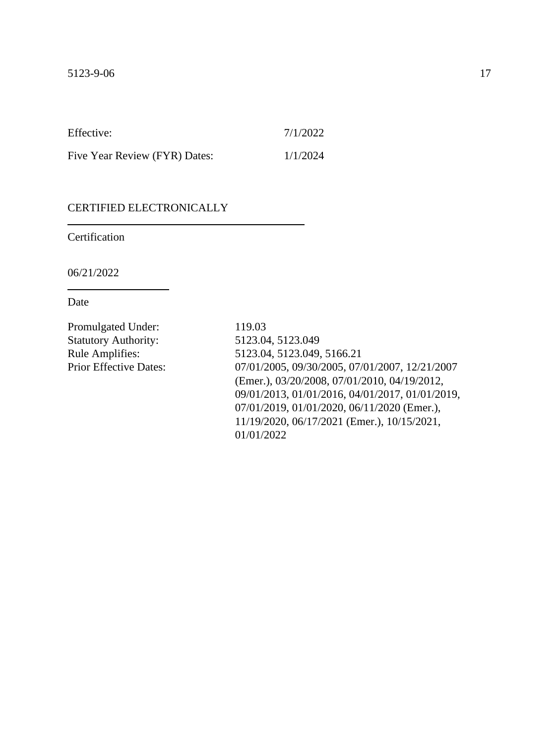Effective: 7/1/2022

Five Year Review (FYR) Dates: 1/1/2024

CERTIFIED ELECTRONICALLY

Certification

06/21/2022

Date

| | |
|---|---|
| Promulgated Under: | 119.03 |
| Statutory Authority: | 5123.04, 5123.049 |
| Rule Amplifies: | 5123.04, 5123.049, 5166.21 |
| Prior Effective Dates: | 07/01/2005, 09/30/2005, 07/01/2007, 12/21/2007 (Emer.), 03/20/2008, 07/01/2010, 04/19/2012, 09/01/2013, 01/01/2016, 04/01/2017, 01/01/2019, 07/01/2019, 01/01/2020, 06/11/2020 (Emer.), 11/19/2020, 06/17/2021 (Emer.), 10/15/2021, 01/01/2022 |